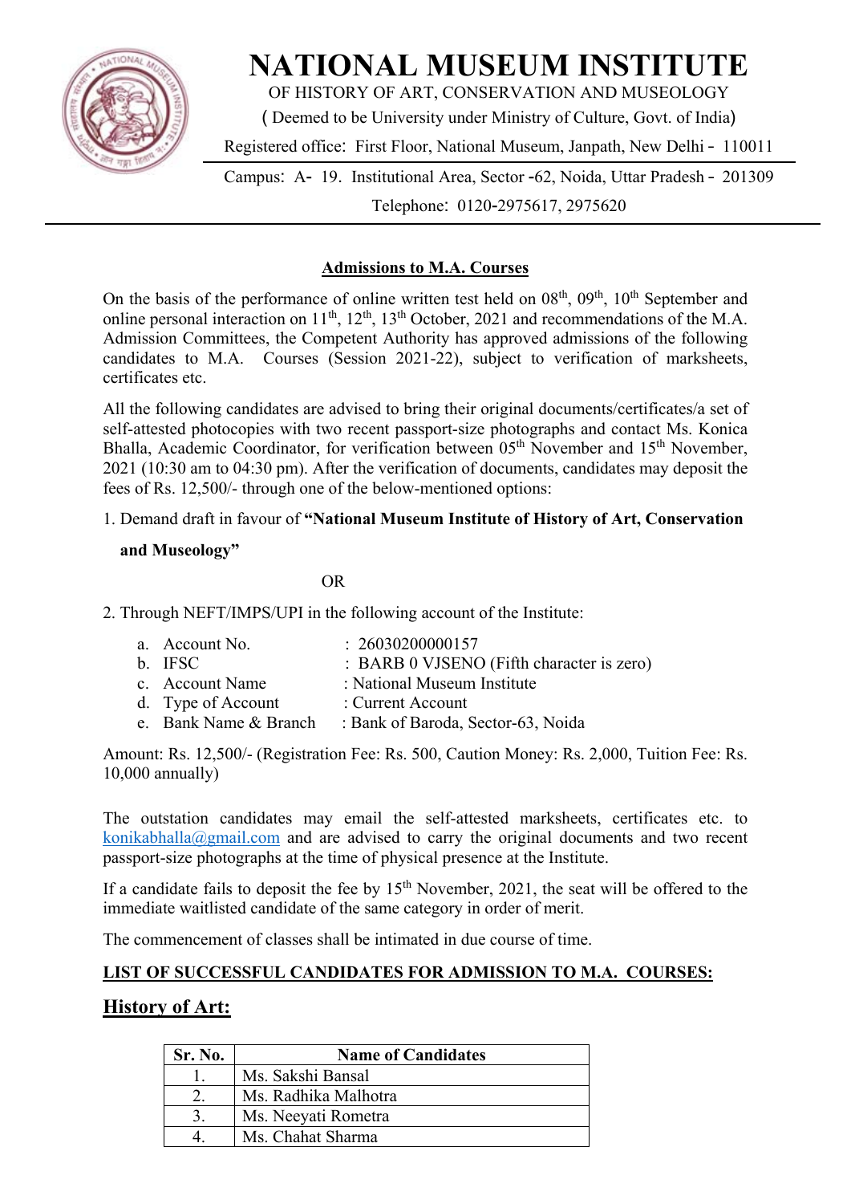# NATIONAL MUSEUM INSTITUTE

OF HISTORY OF ART, CONSERVATION AND MUSEOLOGY

( Deemed to be University under Ministry of Culture, Govt. of India)

Registered office: First Floor, National Museum, Janpath, New Delhi - 110011

Campus: A- 19. Institutional Area, Sector -62, Noida, Uttar Pradesh - 201309

Telephone: 0120-2975617, 2975620

## Admissions to M.A. Courses

On the basis of the performance of online written test held on 08th, 09th, 10th September and online personal interaction on 11th, 12th, 13th October, 2021 and recommendations of the M.A. Admission Committees, the Competent Authority has approved admissions of the following candidates to M.A. Courses (Session 2021-22), subject to verification of marksheets, certificates etc.

All the following candidates are advised to bring their original documents/certificates/a set of self-attested photocopies with two recent passport-size photographs and contact Ms. Konica Bhalla, Academic Coordinator, for verification between 05th November and 15th November, 2021 (10:30 am to 04:30 pm). After the verification of documents, candidates may deposit the fees of Rs. 12,500/- through one of the below-mentioned options:

1. Demand draft in favour of **"National Museum Institute of History of Art, Conservation and Museology"**

OR

2. Through NEFT/IMPS/UPI in the following account of the Institute:

   a. Account No. : 26030200000157
   b. IFSC : BARB 0 VJSENO (Fifth character is zero)
   c. Account Name : National Museum Institute
   d. Type of Account : Current Account
   e. Bank Name & Branch : Bank of Baroda, Sector-63, Noida

Amount: Rs. 12,500/- (Registration Fee: Rs. 500, Caution Money: Rs. 2,000, Tuition Fee: Rs. 10,000 annually)

The outstation candidates may email the self-attested marksheets, certificates etc. to konikabhalla@gmail.com and are advised to carry the original documents and two recent passport-size photographs at the time of physical presence at the Institute.

If a candidate fails to deposit the fee by 15th November, 2021, the seat will be offered to the immediate waitlisted candidate of the same category in order of merit.

The commencement of classes shall be intimated in due course of time.

**LIST OF SUCCESSFUL CANDIDATES FOR ADMISSION TO M.A. COURSES:**

## History of Art:

| Sr. No. | Name of Candidates |
|---|---|
| 1. | Ms. Sakshi Bansal |
| 2. | Ms. Radhika Malhotra |
| 3. | Ms. Neeyati Rometra |
| 4. | Ms. Chahat Sharma |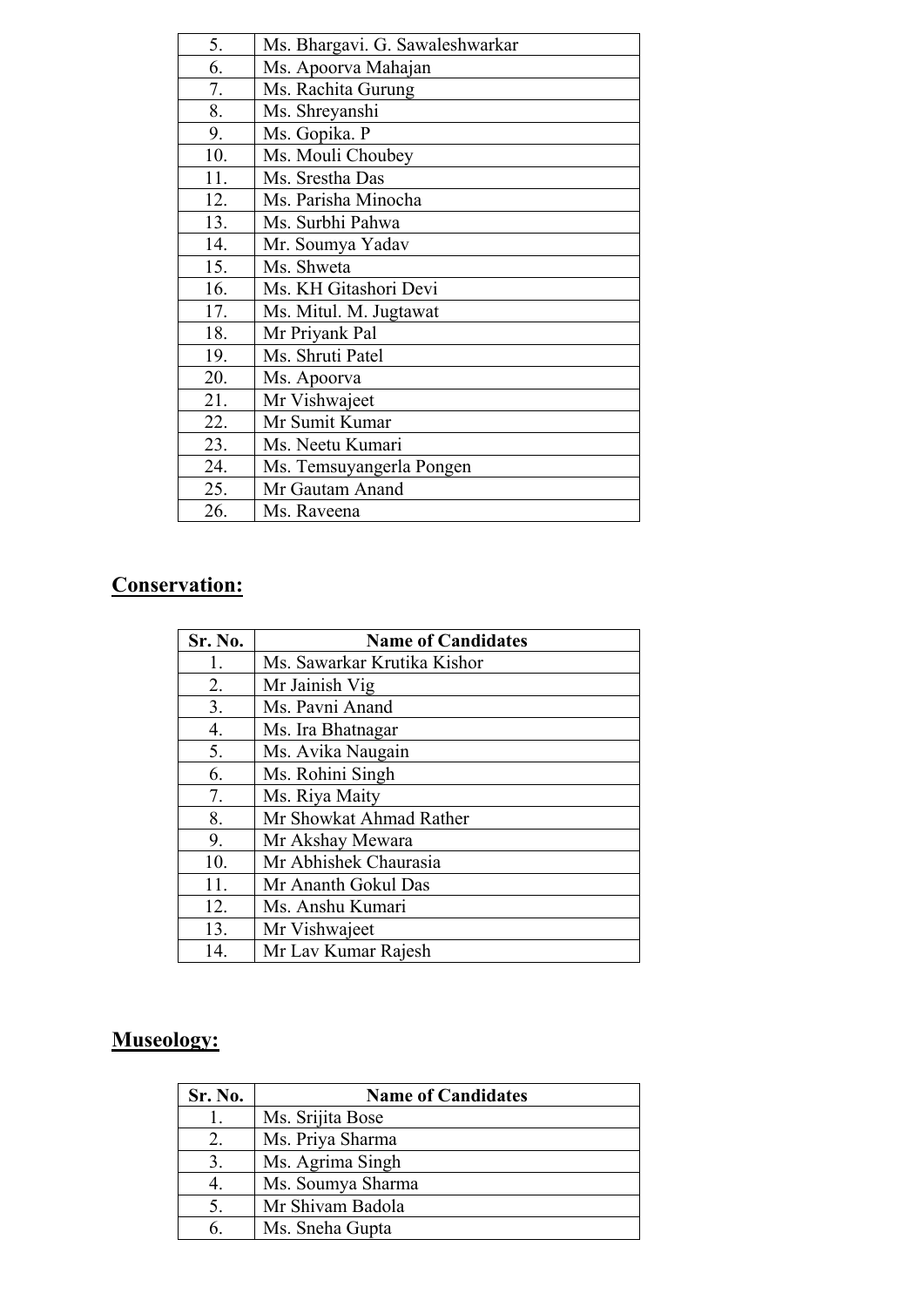| | |
|---|---|
| 5. | Ms. Bhargavi. G. Sawaleshwarkar |
| 6. | Ms. Apoorva Mahajan |
| 7. | Ms. Rachita Gurung |
| 8. | Ms. Shreyanshi |
| 9. | Ms. Gopika. P |
| 10. | Ms. Mouli Choubey |
| 11. | Ms. Srestha Das |
| 12. | Ms. Parisha Minocha |
| 13. | Ms. Surbhi Pahwa |
| 14. | Mr. Soumya Yadav |
| 15. | Ms. Shweta |
| 16. | Ms. KH Gitashori Devi |
| 17. | Ms. Mitul. M. Jugtawat |
| 18. | Mr Priyank Pal |
| 19. | Ms. Shruti Patel |
| 20. | Ms. Apoorva |
| 21. | Mr Vishwajeet |
| 22. | Mr Sumit Kumar |
| 23. | Ms. Neetu Kumari |
| 24. | Ms. Temsuyangerla Pongen |
| 25. | Mr Gautam Anand |
| 26. | Ms. Raveena |

## Conservation:

| Sr. No. | Name of Candidates |
|---|---|
| 1. | Ms. Sawarkar Krutika Kishor |
| 2. | Mr Jainish Vig |
| 3. | Ms. Pavni Anand |
| 4. | Ms. Ira Bhatnagar |
| 5. | Ms. Avika Naugain |
| 6. | Ms. Rohini Singh |
| 7. | Ms. Riya Maity |
| 8. | Mr Showkat Ahmad Rather |
| 9. | Mr Akshay Mewara |
| 10. | Mr Abhishek Chaurasia |
| 11. | Mr Ananth Gokul Das |
| 12. | Ms. Anshu Kumari |
| 13. | Mr Vishwajeet |
| 14. | Mr Lav Kumar Rajesh |

## Museology:

| Sr. No. | Name of Candidates |
|---|---|
| 1. | Ms. Srijita Bose |
| 2. | Ms. Priya Sharma |
| 3. | Ms. Agrima Singh |
| 4. | Ms. Soumya Sharma |
| 5. | Mr Shivam Badola |
| 6. | Ms. Sneha Gupta |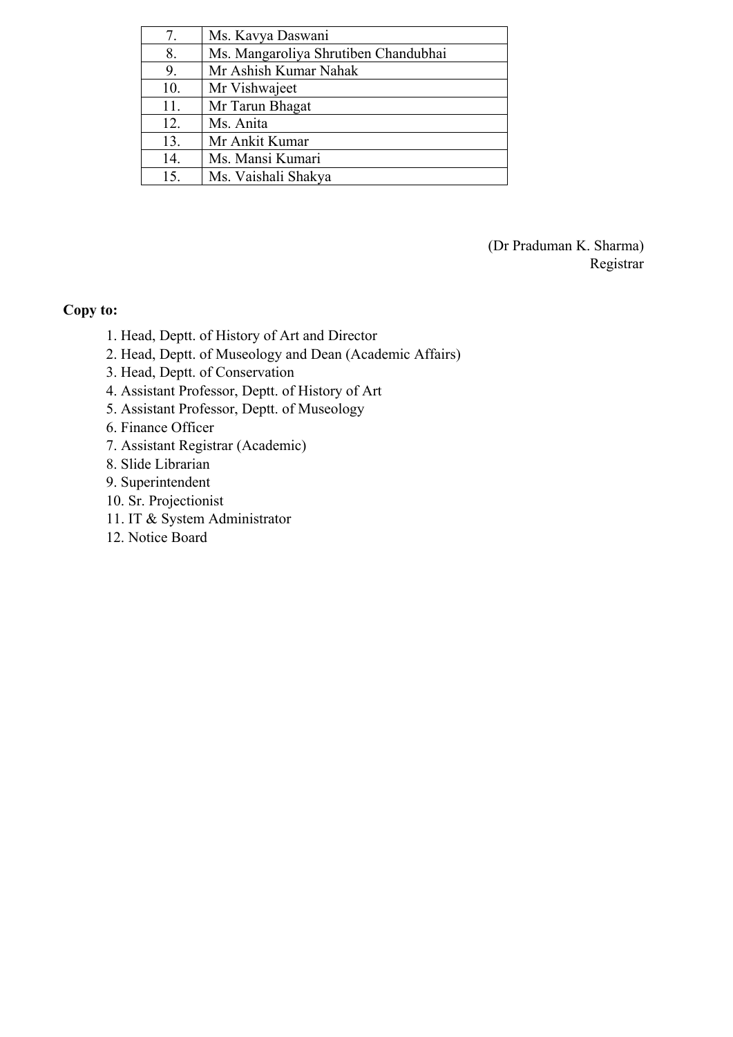| | |
|---|---|
| 7. | Ms. Kavya Daswani |
| 8. | Ms. Mangaroliya Shrutiben Chandubhai |
| 9. | Mr Ashish Kumar Nahak |
| 10. | Mr Vishwajeet |
| 11. | Mr Tarun Bhagat |
| 12. | Ms. Anita |
| 13. | Mr Ankit Kumar |
| 14. | Ms. Mansi Kumari |
| 15. | Ms. Vaishali Shakya |

(Dr Praduman K. Sharma)
Registrar

**Copy to:**

1. Head, Deptt. of History of Art and Director
2. Head, Deptt. of Museology and Dean (Academic Affairs)
3. Head, Deptt. of Conservation
4. Assistant Professor, Deptt. of History of Art
5. Assistant Professor, Deptt. of Museology
6. Finance Officer
7. Assistant Registrar (Academic)
8. Slide Librarian
9. Superintendent
10. Sr. Projectionist
11. IT & System Administrator
12. Notice Board